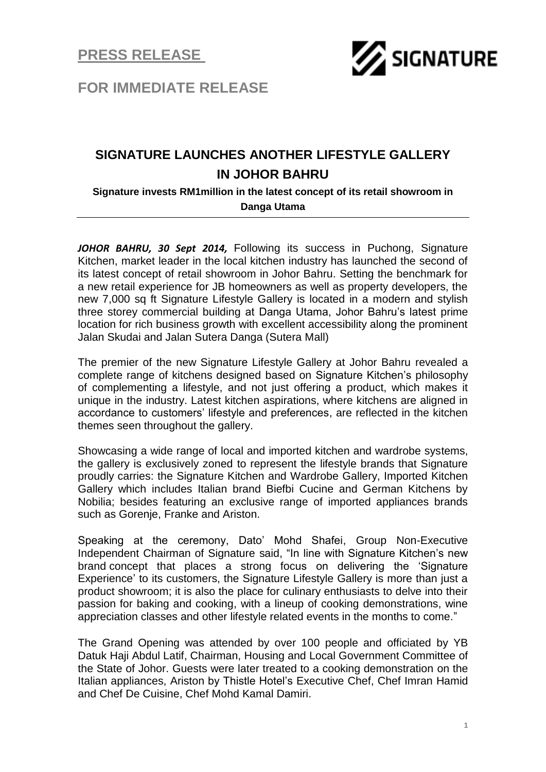**PRESS RELEASE**

**FOR IMMEDIATE RELEASE**

# SIGNATURE LAUNCHES ANOTHER LIFESTYLE GALLERY IN JOHOR BAHRU

**Signature invests RM1million in the latest concept of its retail showroom in Danga Utama**

***JOHOR BAHRU, 30 Sept 2014,*** Following its success in Puchong, Signature Kitchen, market leader in the local kitchen industry has launched the second of its latest concept of retail showroom in Johor Bahru. Setting the benchmark for a new retail experience for JB homeowners as well as property developers, the new 7,000 sq ft Signature Lifestyle Gallery is located in a modern and stylish three storey commercial building at Danga Utama, Johor Bahru's latest prime location for rich business growth with excellent accessibility along the prominent Jalan Skudai and Jalan Sutera Danga (Sutera Mall)

The premier of the new Signature Lifestyle Gallery at Johor Bahru revealed a complete range of kitchens designed based on Signature Kitchen's philosophy of complementing a lifestyle, and not just offering a product, which makes it unique in the industry. Latest kitchen aspirations, where kitchens are aligned in accordance to customers' lifestyle and preferences, are reflected in the kitchen themes seen throughout the gallery.

Showcasing a wide range of local and imported kitchen and wardrobe systems, the gallery is exclusively zoned to represent the lifestyle brands that Signature proudly carries: the Signature Kitchen and Wardrobe Gallery, Imported Kitchen Gallery which includes Italian brand Biefbi Cucine and German Kitchens by Nobilia; besides featuring an exclusive range of imported appliances brands such as Gorenje, Franke and Ariston.

Speaking at the ceremony, Dato' Mohd Shafei, Group Non-Executive Independent Chairman of Signature said, "In line with Signature Kitchen's new brand concept that places a strong focus on delivering the 'Signature Experience' to its customers, the Signature Lifestyle Gallery is more than just a product showroom; it is also the place for culinary enthusiasts to delve into their passion for baking and cooking, with a lineup of cooking demonstrations, wine appreciation classes and other lifestyle related events in the months to come."

The Grand Opening was attended by over 100 people and officiated by YB Datuk Haji Abdul Latif, Chairman, Housing and Local Government Committee of the State of Johor. Guests were later treated to a cooking demonstration on the Italian appliances, Ariston by Thistle Hotel's Executive Chef, Chef Imran Hamid and Chef De Cuisine, Chef Mohd Kamal Damiri.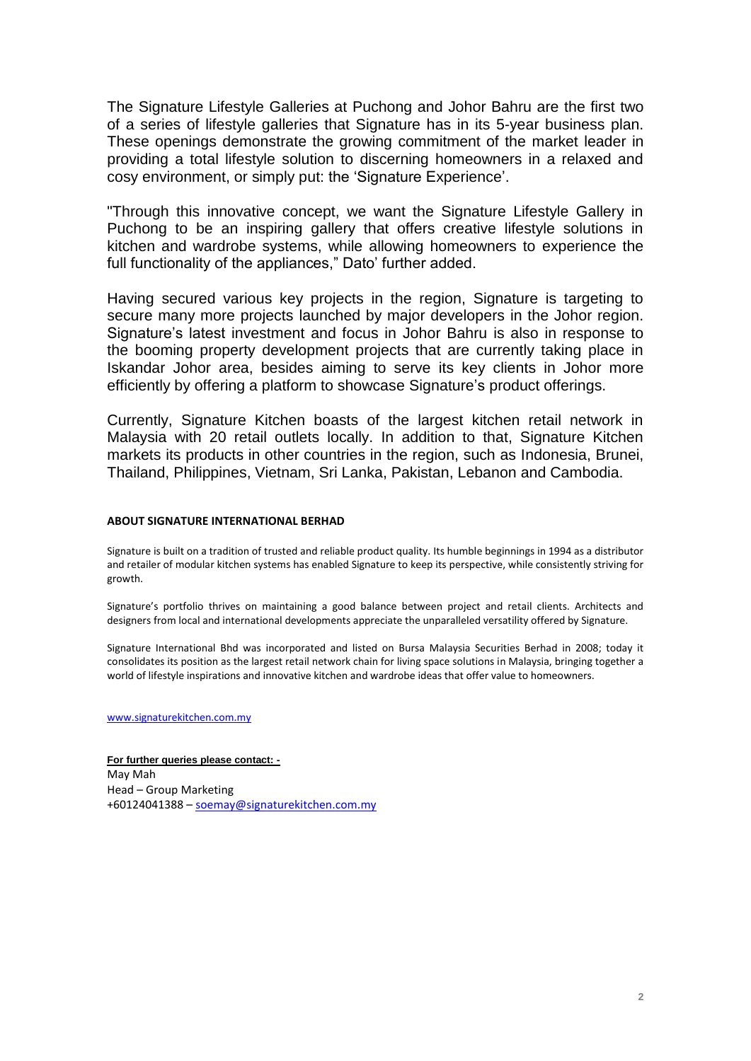The Signature Lifestyle Galleries at Puchong and Johor Bahru are the first two of a series of lifestyle galleries that Signature has in its 5-year business plan. These openings demonstrate the growing commitment of the market leader in providing a total lifestyle solution to discerning homeowners in a relaxed and cosy environment, or simply put: the 'Signature Experience'.

"Through this innovative concept, we want the Signature Lifestyle Gallery in Puchong to be an inspiring gallery that offers creative lifestyle solutions in kitchen and wardrobe systems, while allowing homeowners to experience the full functionality of the appliances," Dato' further added.

Having secured various key projects in the region, Signature is targeting to secure many more projects launched by major developers in the Johor region. Signature's latest investment and focus in Johor Bahru is also in response to the booming property development projects that are currently taking place in Iskandar Johor area, besides aiming to serve its key clients in Johor more efficiently by offering a platform to showcase Signature's product offerings.

Currently, Signature Kitchen boasts of the largest kitchen retail network in Malaysia with 20 retail outlets locally. In addition to that, Signature Kitchen markets its products in other countries in the region, such as Indonesia, Brunei, Thailand, Philippines, Vietnam, Sri Lanka, Pakistan, Lebanon and Cambodia.

**ABOUT SIGNATURE INTERNATIONAL BERHAD**

Signature is built on a tradition of trusted and reliable product quality. Its humble beginnings in 1994 as a distributor and retailer of modular kitchen systems has enabled Signature to keep its perspective, while consistently striving for growth.

Signature's portfolio thrives on maintaining a good balance between project and retail clients. Architects and designers from local and international developments appreciate the unparalleled versatility offered by Signature.

Signature International Bhd was incorporated and listed on Bursa Malaysia Securities Berhad in 2008; today it consolidates its position as the largest retail network chain for living space solutions in Malaysia, bringing together a world of lifestyle inspirations and innovative kitchen and wardrobe ideas that offer value to homeowners.

www.signaturekitchen.com.my

**For further queries please contact: -**
May Mah
Head – Group Marketing
+60124041388 – soemay@signaturekitchen.com.my